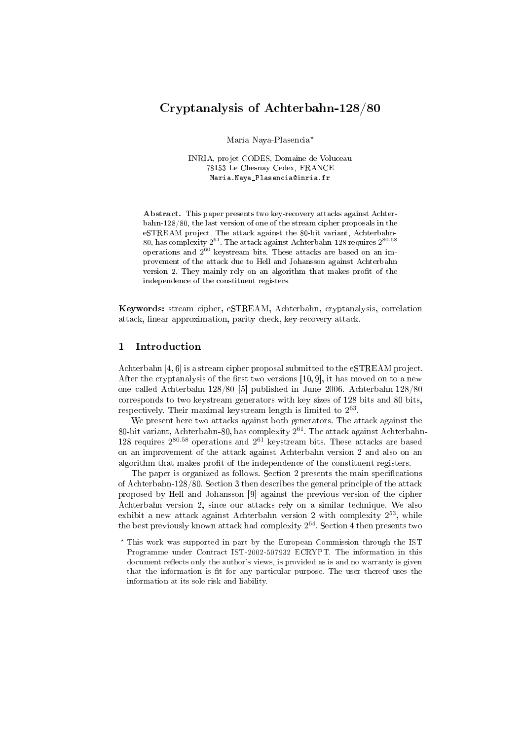# Cryptanalysis of Achterbahn-128/80

María Naya-Plasencia*

INRIA, projet CODES, Domaine de Voluceau
78153 Le Chesnay Cedex, FRANCE
Maria.Naya_Plasencia@inria.fr

**Abstract.** This paper presents two key-recovery attacks against Achterbahn-128/80, the last version of one of the stream cipher proposals in the eSTREAM project. The attack against the 80-bit variant, Achterbahn-80, has complexity $2^{61}$. The attack against Achterbahn-128 requires $2^{80.58}$ operations and $2^{60}$ keystream bits. These attacks are based on an improvement of the attack due to Hell and Johansson against Achterbahn version 2. They mainly rely on an algorithm that makes profit of the independence of the constituent registers.

**Keywords:** stream cipher, eSTREAM, Achterbahn, cryptanalysis, correlation attack, linear approximation, parity check, key-recovery attack.

## 1 Introduction

Achterbahn [4, 6] is a stream cipher proposal submitted to the eSTREAM project. After the cryptanalysis of the first two versions [10, 9], it has moved on to a new one called Achterbahn-128/80 [5] published in June 2006. Achterbahn-128/80 corresponds to two keystream generators with key sizes of 128 bits and 80 bits, respectively. Their maximal keystream length is limited to $2^{63}$.

We present here two attacks against both generators. The attack against the 80-bit variant, Achterbahn-80, has complexity $2^{61}$. The attack against Achterbahn-128 requires $2^{80.58}$ operations and $2^{61}$ keystream bits. These attacks are based on an improvement of the attack against Achterbahn version 2 and also on an algorithm that makes profit of the independence of the constituent registers.

The paper is organized as follows. Section 2 presents the main specifications of Achterbahn-128/80. Section 3 then describes the general principle of the attack proposed by Hell and Johansson [9] against the previous version of the cipher Achterbahn version 2, since our attacks rely on a similar technique. We also exhibit a new attack against Achterbahn version 2 with complexity $2^{53}$, while the best previously known attack had complexity $2^{64}$. Section 4 then presents two

---

* This work was supported in part by the European Commission through the IST Programme under Contract IST-2002-507932 ECRYPT. The information in this document reflects only the author's views, is provided as is and no warranty is given that the information is fit for any particular purpose. The user thereof uses the information at its sole risk and liability.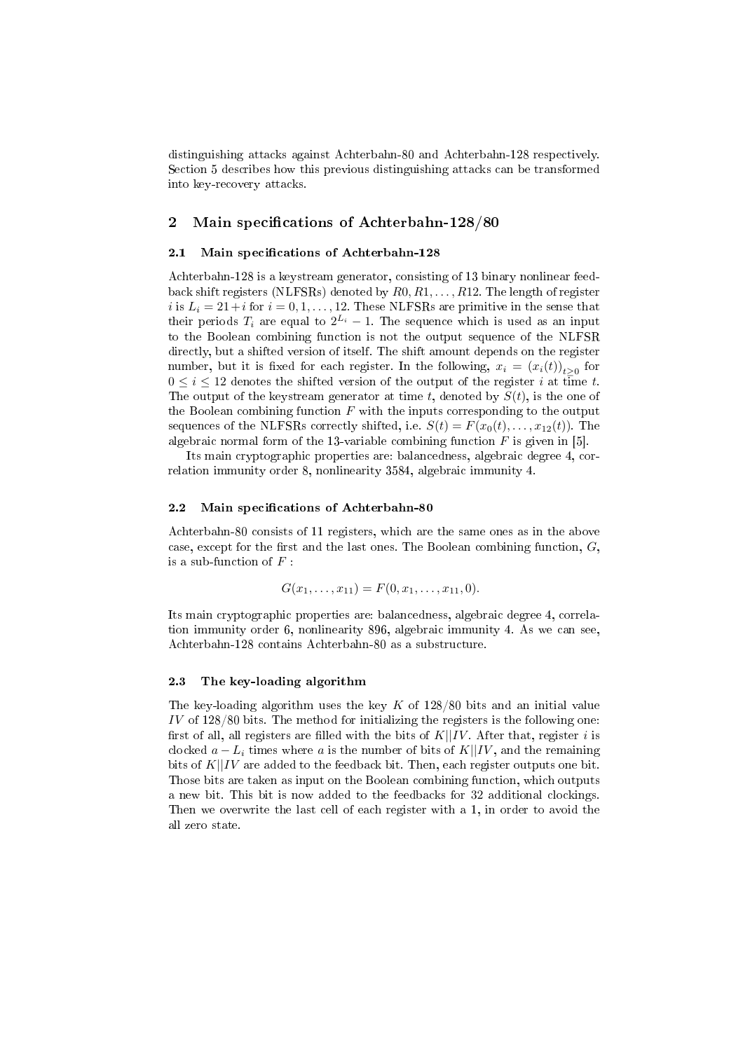distinguishing attacks against Achterbahn-80 and Achterbahn-128 respectively. Section 5 describes how this previous distinguishing attacks can be transformed into key-recovery attacks.

## 2 Main specifications of Achterbahn-128/80

### 2.1 Main specifications of Achterbahn-128

Achterbahn-128 is a keystream generator, consisting of 13 binary nonlinear feedback shift registers (NLFSRs) denoted by $R0, R1, \ldots, R12$. The length of register $i$ is $L_i = 21+i$ for $i = 0, 1, \ldots, 12$. These NLFSRs are primitive in the sense that their periods $T_i$ are equal to $2^{L_i} - 1$. The sequence which is used as an input to the Boolean combining function is not the output sequence of the NLFSR directly, but a shifted version of itself. The shift amount depends on the register number, but it is fixed for each register. In the following, $x_i = (x_i(t))_{t \geq 0}$ for $0 \leq i \leq 12$ denotes the shifted version of the output of the register $i$ at time $t$. The output of the keystream generator at time $t$, denoted by $S(t)$, is the one of the Boolean combining function $F$ with the inputs corresponding to the output sequences of the NLFSRs correctly shifted, i.e. $S(t) = F(x_0(t), \ldots, x_{12}(t))$. The algebraic normal form of the 13-variable combining function $F$ is given in [5].

Its main cryptographic properties are: balancedness, algebraic degree 4, correlation immunity order 8, nonlinearity 3584, algebraic immunity 4.

### 2.2 Main specifications of Achterbahn-80

Achterbahn-80 consists of 11 registers, which are the same ones as in the above case, except for the first and the last ones. The Boolean combining function, $G$, is a sub-function of $F$ :

$$G(x_1, \ldots, x_{11}) = F(0, x_1, \ldots, x_{11}, 0).$$

Its main cryptographic properties are: balancedness, algebraic degree 4, correlation immunity order 6, nonlinearity 896, algebraic immunity 4. As we can see, Achterbahn-128 contains Achterbahn-80 as a substructure.

### 2.3 The key-loading algorithm

The key-loading algorithm uses the key $K$ of 128/80 bits and an initial value $IV$ of 128/80 bits. The method for initializing the registers is the following one: first of all, all registers are filled with the bits of $K||IV$. After that, register $i$ is clocked $a - L_i$ times where $a$ is the number of bits of $K||IV$, and the remaining bits of $K||IV$ are added to the feedback bit. Then, each register outputs one bit. Those bits are taken as input on the Boolean combining function, which outputs a new bit. This bit is now added to the feedbacks for 32 additional clockings. Then we overwrite the last cell of each register with a 1, in order to avoid the all zero state.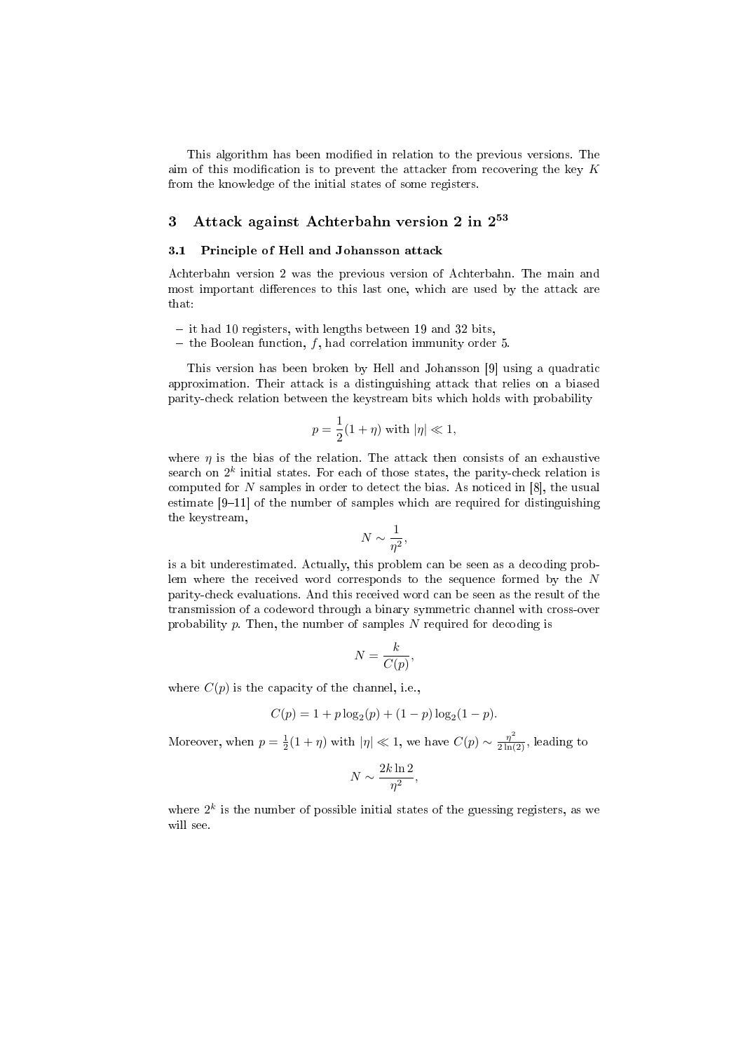This algorithm has been modified in relation to the previous versions. The aim of this modification is to prevent the attacker from recovering the key $K$ from the knowledge of the initial states of some registers.

## 3 Attack against Achterbahn version 2 in $2^{53}$

### 3.1 Principle of Hell and Johansson attack

Achterbahn version 2 was the previous version of Achterbahn. The main and most important differences to this last one, which are used by the attack are that:

- it had 10 registers, with lengths between 19 and 32 bits,
- the Boolean function, $f$, had correlation immunity order 5.

This version has been broken by Hell and Johansson [9] using a quadratic approximation. Their attack is a distinguishing attack that relies on a biased parity-check relation between the keystream bits which holds with probability

$$p = \frac{1}{2}(1+\eta) \text{ with } |\eta| \ll 1,$$

where $\eta$ is the bias of the relation. The attack then consists of an exhaustive search on $2^k$ initial states. For each of those states, the parity-check relation is computed for $N$ samples in order to detect the bias. As noticed in [8], the usual estimate [9–11] of the number of samples which are required for distinguishing the keystream,

$$N \sim \frac{1}{\eta^2},$$

is a bit underestimated. Actually, this problem can be seen as a decoding problem where the received word corresponds to the sequence formed by the $N$ parity-check evaluations. And this received word can be seen as the result of the transmission of a codeword through a binary symmetric channel with cross-over probability $p$. Then, the number of samples $N$ required for decoding is

$$N = \frac{k}{C(p)},$$

where $C(p)$ is the capacity of the channel, i.e.,

$$C(p) = 1 + p\log_2(p) + (1-p)\log_2(1-p).$$

Moreover, when $p = \frac{1}{2}(1+\eta)$ with $|\eta| \ll 1$, we have $C(p) \sim \frac{\eta^2}{2\ln(2)}$, leading to

$$N \sim \frac{2k\ln 2}{\eta^2},$$

where $2^k$ is the number of possible initial states of the guessing registers, as we will see.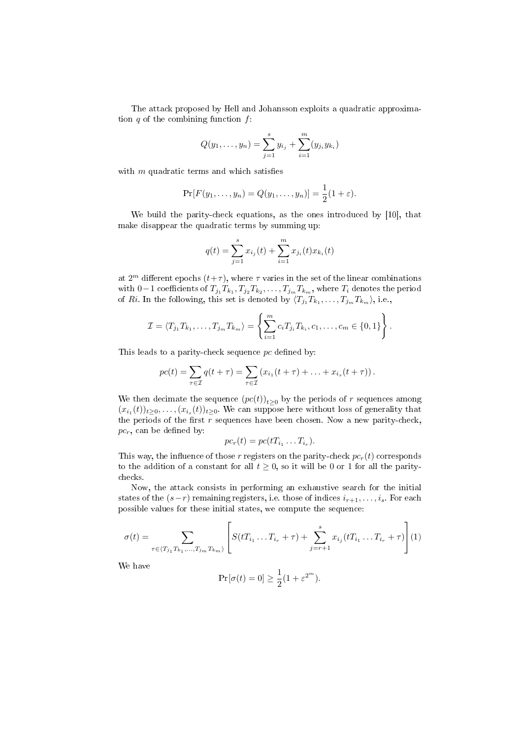The attack proposed by Hell and Johansson exploits a quadratic approximation $q$ of the combining function $f$:

$$Q(y_1, \ldots, y_n) = \sum_{j=1}^{s} y_{i_j} + \sum_{i=1}^{m} (y_{j_i} y_{k_i})$$

with $m$ quadratic terms and which satisfies

$$\Pr[F(y_1, \ldots, y_n) = Q(y_1, \ldots, y_n)] = \frac{1}{2}(1 + \varepsilon).$$

We build the parity-check equations, as the ones introduced by [10], that make disappear the quadratic terms by summing up:

$$q(t) = \sum_{j=1}^{s} x_{i_j}(t) + \sum_{i=1}^{m} x_{j_i}(t) x_{k_i}(t)$$

at $2^m$ different epochs $(t+\tau)$, where $\tau$ varies in the set of the linear combinations with $0-1$ coefficients of $T_{j_1}T_{k_1}, T_{j_2}T_{k_2}, \ldots, T_{j_m}T_{k_m}$, where $T_i$ denotes the period of $Ri$. In the following, this set is denoted by $\langle T_{j_1}T_{k_1}, \ldots, T_{j_m}T_{k_m} \rangle$, i.e.,

$$\mathcal{I} = \langle T_{j_1}T_{k_1}, \ldots, T_{j_m}T_{k_m} \rangle = \left\{ \sum_{i=1}^{m} c_i T_{j_i} T_{k_i}, c_1, \ldots, c_m \in \{0, 1\} \right\}.$$

This leads to a parity-check sequence $pc$ defined by:

$$pc(t) = \sum_{\tau \in \mathcal{I}} q(t + \tau) = \sum_{\tau \in \mathcal{I}} \left( x_{i_1}(t + \tau) + \ldots + x_{i_s}(t + \tau) \right).$$

We then decimate the sequence $(pc(t))_{t \geq 0}$ by the periods of $r$ sequences among $(x_{i_1}(t))_{t \geq 0}, \ldots, (x_{i_s}(t))_{t \geq 0}$. We can suppose here without loss of generality that the periods of the first $r$ sequences have been chosen. Now a new parity-check, $pc_r$, can be defined by:

$$pc_r(t) = pc(tT_{i_1} \ldots T_{i_r}).$$

This way, the influence of those $r$ registers on the parity-check $pc_r(t)$ corresponds to the addition of a constant for all $t \geq 0$, so it will be 0 or 1 for all the parity-checks.

Now, the attack consists in performing an exhaustive search for the initial states of the $(s-r)$ remaining registers, i.e. those of indices $i_{r+1}, \ldots, i_s$. For each possible values for these initial states, we compute the sequence:

$$\sigma(t) = \sum_{\tau \in \langle T_{j_1}T_{k_1}, \ldots, T_{j_m}T_{k_m} \rangle} \left[ S(tT_{i_1} \ldots T_{i_r} + \tau) + \sum_{j=r+1}^{s} x_{i_j}(tT_{i_1} \ldots T_{i_r} + \tau) \right] \quad (1)$$

We have

$$\Pr[\sigma(t) = 0] \geq \frac{1}{2}(1 + \varepsilon^{2^m}).$$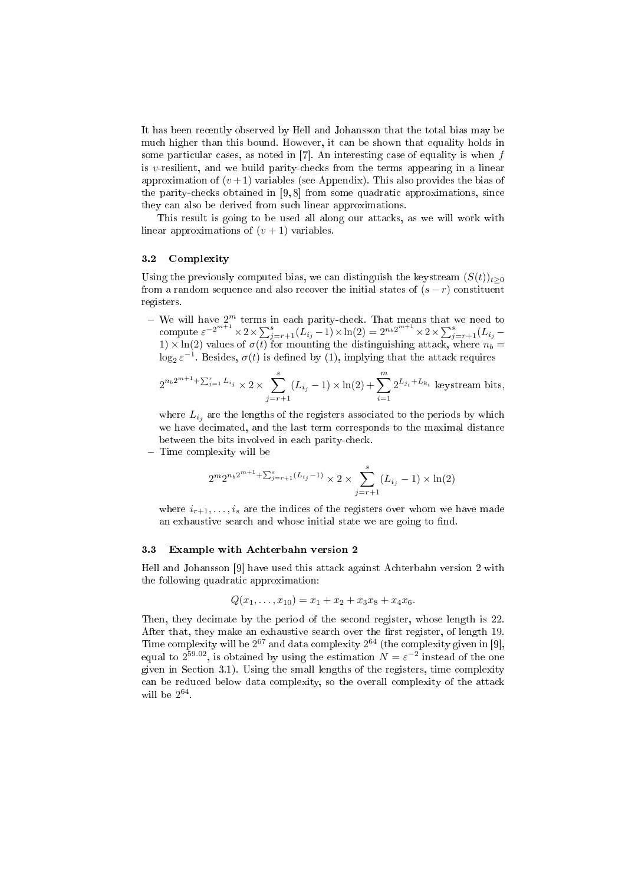It has been recently observed by Hell and Johansson that the total bias may be much higher than this bound. However, it can be shown that equality holds in some particular cases, as noted in [7]. An interesting case of equality is when $f$ is $v$-resilient, and we build parity-checks from the terms appearing in a linear approximation of $(v+1)$ variables (see Appendix). This also provides the bias of the parity-checks obtained in [9, 8] from some quadratic approximations, since they can also be derived from such linear approximations.

This result is going to be used all along our attacks, as we will work with linear approximations of $(v+1)$ variables.

### 3.2 Complexity

Using the previously computed bias, we can distinguish the keystream $(S(t))_{t\geq 0}$ from a random sequence and also recover the initial states of $(s-r)$ constituent registers.

- We will have $2^m$ terms in each parity-check. That means that we need to compute $\varepsilon^{-2^{m+1}} \times 2 \times \sum_{j=r+1}^{s}(L_{i_j}-1)\times \ln(2) = 2^{n_b 2^{m+1}} \times 2 \times \sum_{j=r+1}^{s}(L_{i_j}-1)\times \ln(2)$ values of $\sigma(t)$ for mounting the distinguishing attack, where $n_b = \log_2 \varepsilon^{-1}$. Besides, $\sigma(t)$ is defined by (1), implying that the attack requires

$$2^{n_b 2^{m+1}+\sum_{j=1}^{r} L_{i_j}} \times 2 \times \sum_{j=r+1}^{s} (L_{i_j}-1)\times \ln(2) + \sum_{i=1}^{m} 2^{L_{j_i}+L_{k_i}} \text{ keystream bits,}$$

  where $L_{i_j}$ are the lengths of the registers associated to the periods by which we have decimated, and the last term corresponds to the maximal distance between the bits involved in each parity-check.
- Time complexity will be

$$2^m 2^{n_b 2^{m+1}+\sum_{j=r+1}^{s}(L_{i_j}-1)} \times 2 \times \sum_{j=r+1}^{s} (L_{i_j}-1)\times \ln(2)$$

  where $i_{r+1},\ldots,i_s$ are the indices of the registers over whom we have made an exhaustive search and whose initial state we are going to find.

### 3.3 Example with Achterbahn version 2

Hell and Johansson [9] have used this attack against Achterbahn version 2 with the following quadratic approximation:

$$Q(x_1,\ldots,x_{10}) = x_1 + x_2 + x_3x_8 + x_4x_6.$$

Then, they decimate by the period of the second register, whose length is 22. After that, they make an exhaustive search over the first register, of length 19. Time complexity will be $2^{67}$ and data complexity $2^{64}$ (the complexity given in [9], equal to $2^{59.02}$, is obtained by using the estimation $N = \varepsilon^{-2}$ instead of the one given in Section 3.1). Using the small lengths of the registers, time complexity can be reduced below data complexity, so the overall complexity of the attack will be $2^{64}$.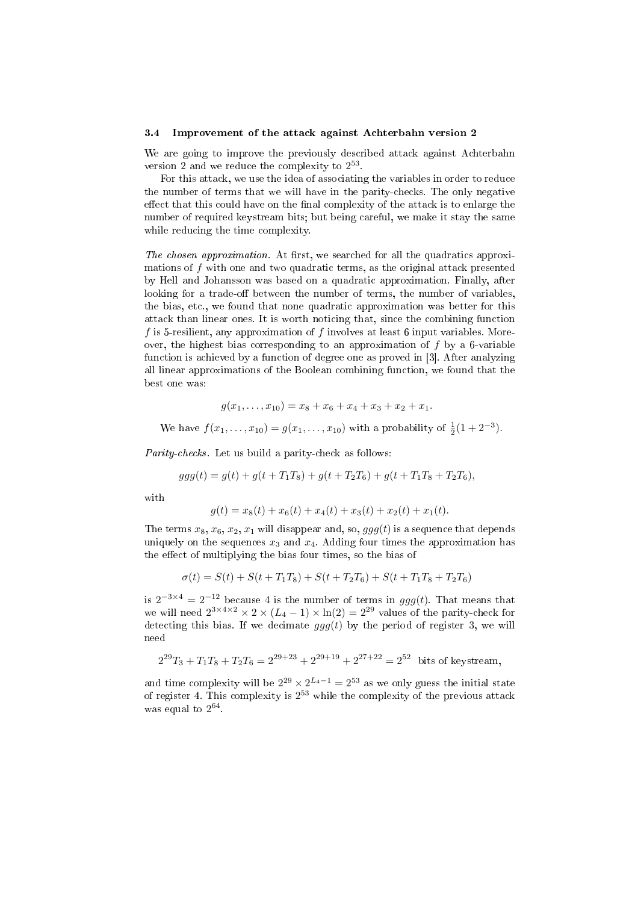### 3.4 Improvement of the attack against Achterbahn version 2

We are going to improve the previously described attack against Achterbahn version 2 and we reduce the complexity to $2^{53}$.

For this attack, we use the idea of associating the variables in order to reduce the number of terms that we will have in the parity-checks. The only negative effect that this could have on the final complexity of the attack is to enlarge the number of required keystream bits; but being careful, we make it stay the same while reducing the time complexity.

*The chosen approximation.* At first, we searched for all the quadratics approximations of $f$ with one and two quadratic terms, as the original attack presented by Hell and Johansson was based on a quadratic approximation. Finally, after looking for a trade-off between the number of terms, the number of variables, the bias, etc., we found that none quadratic approximation was better for this attack than linear ones. It is worth noticing that, since the combining function $f$ is 5-resilient, any approximation of $f$ involves at least 6 input variables. Moreover, the highest bias corresponding to an approximation of $f$ by a 6-variable function is achieved by a function of degree one as proved in [3]. After analyzing all linear approximations of the Boolean combining function, we found that the best one was:

$$g(x_1, \ldots, x_{10}) = x_8 + x_6 + x_4 + x_3 + x_2 + x_1.$$

We have $f(x_1, \ldots, x_{10}) = g(x_1, \ldots, x_{10})$ with a probability of $\frac{1}{2}(1 + 2^{-3})$.

*Parity-checks.* Let us build a parity-check as follows:

$$ggg(t) = g(t) + g(t + T_1T_8) + g(t + T_2T_6) + g(t + T_1T_8 + T_2T_6),$$

with

$$g(t) = x_8(t) + x_6(t) + x_4(t) + x_3(t) + x_2(t) + x_1(t).$$

The terms $x_8$, $x_6$, $x_2$, $x_1$ will disappear and, so, $ggg(t)$ is a sequence that depends uniquely on the sequences $x_3$ and $x_4$. Adding four times the approximation has the effect of multiplying the bias four times, so the bias of

$$\sigma(t) = S(t) + S(t + T_1T_8) + S(t + T_2T_6) + S(t + T_1T_8 + T_2T_6)$$

is $2^{-3\times4} = 2^{-12}$ because 4 is the number of terms in $ggg(t)$. That means that we will need $2^{3\times4\times2} \times 2 \times (L_4 - 1) \times \ln(2) = 2^{29}$ values of the parity-check for detecting this bias. If we decimate $ggg(t)$ by the period of register 3, we will need

$$2^{29}T_3 + T_1T_8 + T_2T_6 = 2^{29+23} + 2^{29+19} + 2^{27+22} = 2^{52} \text{ bits of keystream,}$$

and time complexity will be $2^{29} \times 2^{L_4-1} = 2^{53}$ as we only guess the initial state of register 4. This complexity is $2^{53}$ while the complexity of the previous attack was equal to $2^{64}$.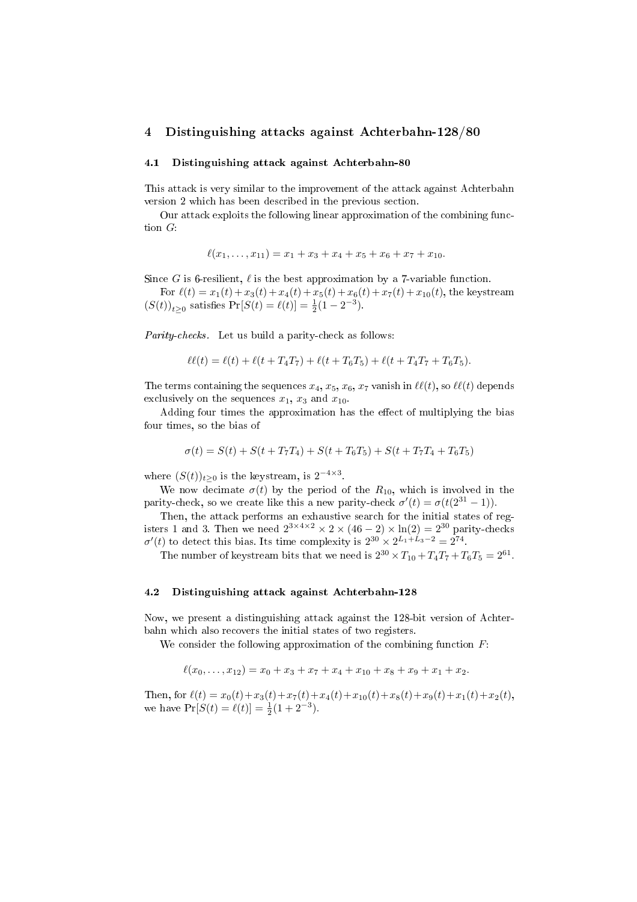## 4 Distinguishing attacks against Achterbahn-128/80

### 4.1 Distinguishing attack against Achterbahn-80

This attack is very similar to the improvement of the attack against Achterbahn version 2 which has been described in the previous section.

Our attack exploits the following linear approximation of the combining function $G$:

$$\ell(x_1, \ldots, x_{11}) = x_1 + x_3 + x_4 + x_5 + x_6 + x_7 + x_{10}.$$

Since $G$ is 6-resilient, $\ell$ is the best approximation by a 7-variable function.

For $\ell(t) = x_1(t) + x_3(t) + x_4(t) + x_5(t) + x_6(t) + x_7(t) + x_{10}(t)$, the keystream $(S(t))_{t \geq 0}$ satisfies $\Pr[S(t) = \ell(t)] = \frac{1}{2}(1 - 2^{-3})$.

*Parity-checks.* Let us build a parity-check as follows:

$$\ell\ell(t) = \ell(t) + \ell(t + T_4T_7) + \ell(t + T_6T_5) + \ell(t + T_4T_7 + T_6T_5).$$

The terms containing the sequences $x_4$, $x_5$, $x_6$, $x_7$ vanish in $\ell\ell(t)$, so $\ell\ell(t)$ depends exclusively on the sequences $x_1$, $x_3$ and $x_{10}$.

Adding four times the approximation has the effect of multiplying the bias four times, so the bias of

$$\sigma(t) = S(t) + S(t + T_7T_4) + S(t + T_6T_5) + S(t + T_7T_4 + T_6T_5)$$

where $(S(t))_{t \geq 0}$ is the keystream, is $2^{-4\times3}$.

We now decimate $\sigma(t)$ by the period of the $R_{10}$, which is involved in the parity-check, so we create like this a new parity-check $\sigma'(t) = \sigma(t(2^{31} - 1))$.

Then, the attack performs an exhaustive search for the initial states of registers 1 and 3. Then we need $2^{3\times4\times2} \times 2 \times (46 - 2) \times \ln(2) = 2^{30}$ parity-checks $\sigma'(t)$ to detect this bias. Its time complexity is $2^{30} \times 2^{L_1 + L_3 - 2} = 2^{74}$.

The number of keystream bits that we need is $2^{30} \times T_{10} + T_4T_7 + T_6T_5 = 2^{61}$.

### 4.2 Distinguishing attack against Achterbahn-128

Now, we present a distinguishing attack against the 128-bit version of Achterbahn which also recovers the initial states of two registers.

We consider the following approximation of the combining function $F$:

$$\ell(x_0, \ldots, x_{12}) = x_0 + x_3 + x_7 + x_4 + x_{10} + x_8 + x_9 + x_1 + x_2.$$

Then, for $\ell(t) = x_0(t) + x_3(t) + x_7(t) + x_4(t) + x_{10}(t) + x_8(t) + x_9(t) + x_1(t) + x_2(t)$, we have $\Pr[S(t) = \ell(t)] = \frac{1}{2}(1 + 2^{-3})$.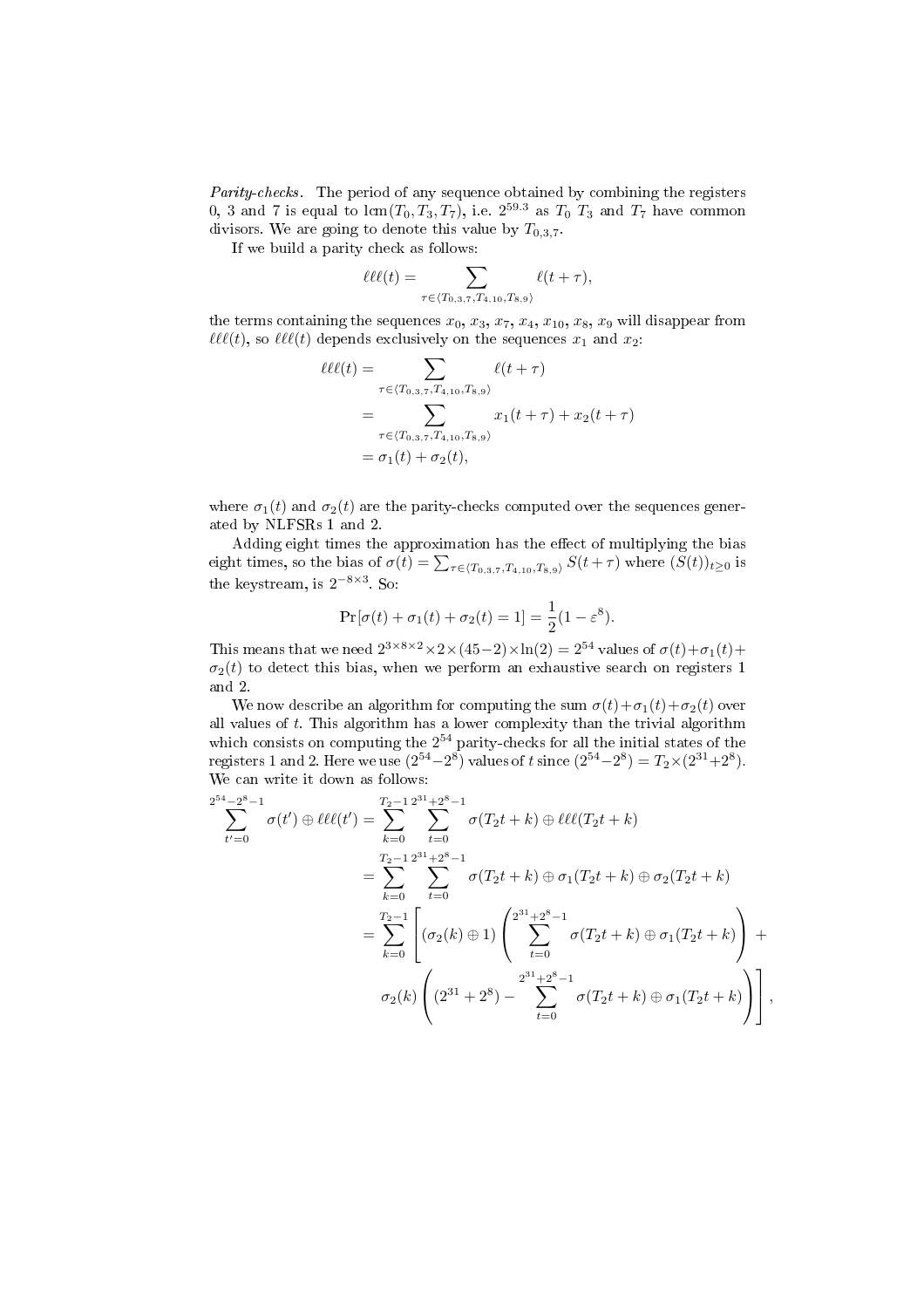*Parity-checks.* The period of any sequence obtained by combining the registers 0, 3 and 7 is equal to $\text{lcm}(T_0, T_3, T_7)$, i.e. $2^{59.3}$ as $T_0$ $T_3$ and $T_7$ have common divisors. We are going to denote this value by $T_{0,3,7}$.

If we build a parity check as follows:

$$\ell\ell\ell(t) = \sum_{\tau \in \langle T_{0,3,7}, T_{4,10}, T_{8,9} \rangle} \ell(t+\tau),$$

the terms containing the sequences $x_0$, $x_3$, $x_7$, $x_4$, $x_{10}$, $x_8$, $x_9$ will disappear from $\ell\ell\ell(t)$, so $\ell\ell\ell(t)$ depends exclusively on the sequences $x_1$ and $x_2$:

$$\begin{aligned}
\ell\ell\ell(t) &= \sum_{\tau \in \langle T_{0,3,7}, T_{4,10}, T_{8,9} \rangle} \ell(t+\tau) \\
&= \sum_{\tau \in \langle T_{0,3,7}, T_{4,10}, T_{8,9} \rangle} x_1(t+\tau) + x_2(t+\tau) \\
&= \sigma_1(t) + \sigma_2(t),
\end{aligned}$$

where $\sigma_1(t)$ and $\sigma_2(t)$ are the parity-checks computed over the sequences generated by NLFSRs 1 and 2.

Adding eight times the approximation has the effect of multiplying the bias eight times, so the bias of $\sigma(t) = \sum_{\tau \in \langle T_{0,3,7}, T_{4,10}, T_{8,9} \rangle} S(t+\tau)$ where $(S(t))_{t \geq 0}$ is the keystream, is $2^{-8 \times 3}$. So:

$$\Pr[\sigma(t) + \sigma_1(t) + \sigma_2(t) = 1] = \frac{1}{2}(1 - \varepsilon^8).$$

This means that we need $2^{3 \times 8 \times 2} \times 2 \times (45-2) \times \ln(2) = 2^{54}$ values of $\sigma(t) + \sigma_1(t) + \sigma_2(t)$ to detect this bias, when we perform an exhaustive search on registers 1 and 2.

We now describe an algorithm for computing the sum $\sigma(t) + \sigma_1(t) + \sigma_2(t)$ over all values of $t$. This algorithm has a lower complexity than the trivial algorithm which consists on computing the $2^{54}$ parity-checks for all the initial states of the registers 1 and 2. Here we use $(2^{54} - 2^8)$ values of $t$ since $(2^{54} - 2^8) = T_2 \times (2^{31} + 2^8)$. We can write it down as follows:

$$\begin{aligned}
\sum_{t'=0}^{2^{54}-2^8-1} \sigma(t') \oplus \ell\ell\ell(t') &= \sum_{k=0}^{T_2-1} \sum_{t=0}^{2^{31}+2^8-1} \sigma(T_2 t + k) \oplus \ell\ell\ell(T_2 t + k) \\
&= \sum_{k=0}^{T_2-1} \sum_{t=0}^{2^{31}+2^8-1} \sigma(T_2 t + k) \oplus \sigma_1(T_2 t + k) \oplus \sigma_2(T_2 t + k) \\
&= \sum_{k=0}^{T_2-1} \Bigg[ (\sigma_2(k) \oplus 1) \left( \sum_{t=0}^{2^{31}+2^8-1} \sigma(T_2 t + k) \oplus \sigma_1(T_2 t + k) \right) + \\
&\qquad \sigma_2(k) \left( (2^{31} + 2^8) - \sum_{t=0}^{2^{31}+2^8-1} \sigma(T_2 t + k) \oplus \sigma_1(T_2 t + k) \right) \Bigg],
\end{aligned}$$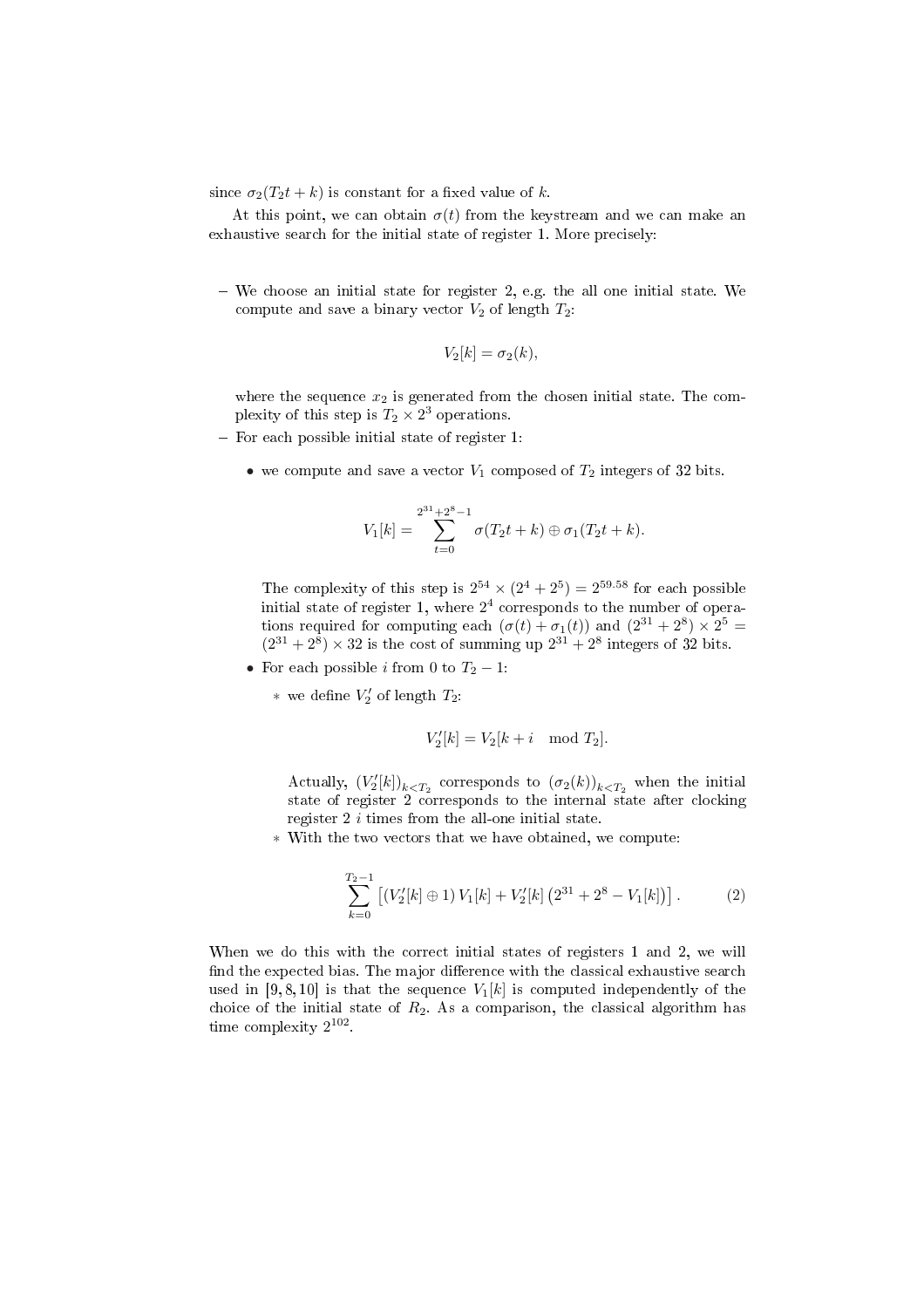since $\sigma_2(T_2 t + k)$ is constant for a fixed value of $k$.

At this point, we can obtain $\sigma(t)$ from the keystream and we can make an exhaustive search for the initial state of register 1. More precisely:

- We choose an initial state for register 2, e.g. the all one initial state. We compute and save a binary vector $V_2$ of length $T_2$:

$$V_2[k] = \sigma_2(k),$$

  where the sequence $x_2$ is generated from the chosen initial state. The complexity of this step is $T_2 \times 2^3$ operations.
- For each possible initial state of register 1:
  - we compute and save a vector $V_1$ composed of $T_2$ integers of 32 bits.

$$V_1[k] = \sum_{t=0}^{2^{31}+2^8-1} \sigma(T_2 t + k) \oplus \sigma_1(T_2 t + k).$$

    The complexity of this step is $2^{54} \times (2^4 + 2^5) = 2^{59.58}$ for each possible initial state of register 1, where $2^4$ corresponds to the number of operations required for computing each $(\sigma(t) + \sigma_1(t))$ and $(2^{31} + 2^8) \times 2^5 = (2^{31} + 2^8) \times 32$ is the cost of summing up $2^{31} + 2^8$ integers of 32 bits.
  - For each possible $i$ from 0 to $T_2 - 1$:
    - we define $V_2'$ of length $T_2$:

$$V_2'[k] = V_2[k + i \mod T_2].$$

      Actually, $(V_2'[k])_{k<T_2}$ corresponds to $(\sigma_2(k))_{k<T_2}$ when the initial state of register 2 corresponds to the internal state after clocking register 2 $i$ times from the all-one initial state.
    - With the two vectors that we have obtained, we compute:

$$\sum_{k=0}^{T_2-1} \left[ \left(V_2'[k] \oplus 1\right) V_1[k] + V_2'[k] \left(2^{31} + 2^8 - V_1[k]\right) \right]. \tag{2}$$

When we do this with the correct initial states of registers 1 and 2, we will find the expected bias. The major difference with the classical exhaustive search used in [9, 8, 10] is that the sequence $V_1[k]$ is computed independently of the choice of the initial state of $R_2$. As a comparison, the classical algorithm has time complexity $2^{102}$.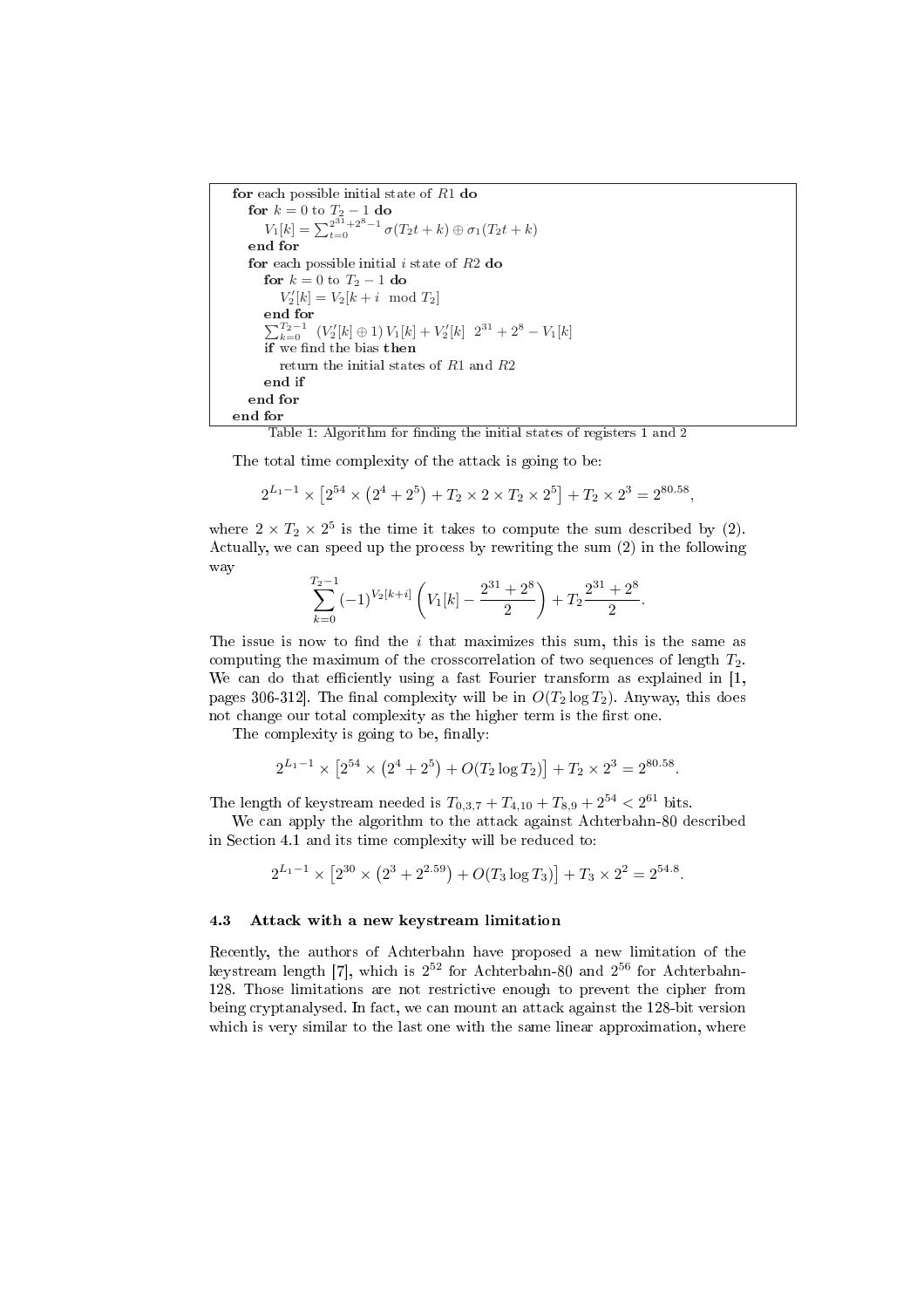```
for each possible initial state of R1 do
   for k = 0 to T_2 − 1 do
      V_1[k] = Σ_{t=0}^{2^31+2^8−1} σ(T_2 t + k) ⊕ σ_1(T_2 t + k)
   end for
   for each possible initial i state of R2 do
      for k = 0 to T_2 − 1 do
         V'_2[k] = V_2[k + i mod T_2]
      end for
      Σ_{k=0}^{T_2−1} (V'_2[k] ⊕ 1) V_1[k] + V'_2[k] 2^31 + 2^8 − V_1[k]
      if we find the bias then
         return the initial states of R1 and R2
      end if
   end for
end for
```

Table 1: Algorithm for finding the initial states of registers 1 and 2

The total time complexity of the attack is going to be:

$$2^{L_1-1} \times \left[2^{54} \times \left(2^4 + 2^5\right) + T_2 \times 2 \times T_2 \times 2^5\right] + T_2 \times 2^3 = 2^{80.58},$$

where $2 \times T_2 \times 2^5$ is the time it takes to compute the sum described by (2). Actually, we can speed up the process by rewriting the sum (2) in the following way

$$\sum_{k=0}^{T_2-1} (-1)^{V_2[k+i]} \left(V_1[k] - \frac{2^{31}+2^8}{2}\right) + T_2 \frac{2^{31}+2^8}{2}.$$

The issue is now to find the $i$ that maximizes this sum, this is the same as computing the maximum of the crosscorrelation of two sequences of length $T_2$. We can do that efficiently using a fast Fourier transform as explained in [1, pages 306-312]. The final complexity will be in $O(T_2 \log T_2)$. Anyway, this does not change our total complexity as the higher term is the first one.

The complexity is going to be, finally:

$$2^{L_1-1} \times \left[2^{54} \times \left(2^4 + 2^5\right) + O(T_2 \log T_2)\right] + T_2 \times 2^3 = 2^{80.58}.$$

The length of keystream needed is $T_{0,3,7} + T_{4,10} + T_{8,9} + 2^{54} < 2^{61}$ bits.

We can apply the algorithm to the attack against Achterbahn-80 described in Section 4.1 and its time complexity will be reduced to:

$$2^{L_1-1} \times \left[2^{30} \times \left(2^3 + 2^{2.59}\right) + O(T_3 \log T_3)\right] + T_3 \times 2^2 = 2^{54.8}.$$

### 4.3 Attack with a new keystream limitation

Recently, the authors of Achterbahn have proposed a new limitation of the keystream length [7], which is $2^{52}$ for Achterbahn-80 and $2^{56}$ for Achterbahn-128. Those limitations are not restrictive enough to prevent the cipher from being cryptanalysed. In fact, we can mount an attack against the 128-bit version which is very similar to the last one with the same linear approximation, where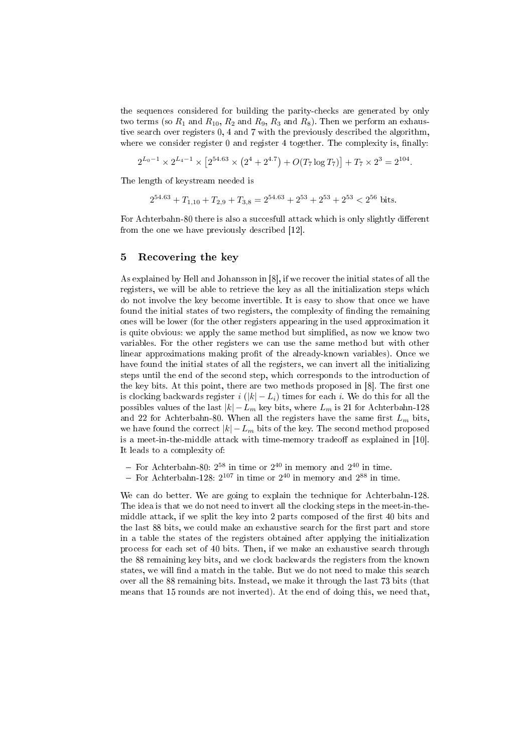the sequences considered for building the parity-checks are generated by only two terms (so $R_1$ and $R_{10}$, $R_2$ and $R_9$, $R_3$ and $R_8$). Then we perform an exhaustive search over registers 0, 4 and 7 with the previously described the algorithm, where we consider register 0 and register 4 together. The complexity is, finally:

$$2^{L_0-1} \times 2^{L_4-1} \times \left[2^{54.63} \times \left(2^4 + 2^{4.7}\right) + O(T_7 \log T_7)\right] + T_7 \times 2^3 = 2^{104}.$$

The length of keystream needed is

$$2^{54.63} + T_{1,10} + T_{2,9} + T_{3,8} = 2^{54.63} + 2^{53} + 2^{53} + 2^{53} < 2^{56} \text{ bits.}$$

For Achterbahn-80 there is also a succesfull attack which is only slightly different from the one we have previously described [12].

## 5 Recovering the key

As explained by Hell and Johansson in [8], if we recover the initial states of all the registers, we will be able to retrieve the key as all the initialization steps which do not involve the key become invertible. It is easy to show that once we have found the initial states of two registers, the complexity of finding the remaining ones will be lower (for the other registers appearing in the used approximation it is quite obvious: we apply the same method but simplified, as now we know two variables. For the other registers we can use the same method but with other linear approximations making profit of the already-known variables). Once we have found the initial states of all the registers, we can invert all the initializing steps until the end of the second step, which corresponds to the introduction of the key bits. At this point, there are two methods proposed in [8]. The first one is clocking backwards register $i$ ($|k| - L_i$) times for each $i$. We do this for all the possibles values of the last $|k| - L_m$ key bits, where $L_m$ is 21 for Achterbahn-128 and 22 for Achterbahn-80. When all the registers have the same first $L_m$ bits, we have found the correct $|k| - L_m$ bits of the key. The second method proposed is a meet-in-the-middle attack with time-memory tradeoff as explained in [10]. It leads to a complexity of:

- For Achterbahn-80: $2^{58}$ in time or $2^{40}$ in memory and $2^{40}$ in time.
- For Achterbahn-128: $2^{107}$ in time or $2^{40}$ in memory and $2^{88}$ in time.

We can do better. We are going to explain the technique for Achterbahn-128. The idea is that we do not need to invert all the clocking steps in the meet-in-the-middle attack, if we split the key into 2 parts composed of the first 40 bits and the last 88 bits, we could make an exhaustive search for the first part and store in a table the states of the registers obtained after applying the initialization process for each set of 40 bits. Then, if we make an exhaustive search through the 88 remaining key bits, and we clock backwards the registers from the known states, we will find a match in the table. But we do not need to make this search over all the 88 remaining bits. Instead, we make it through the last 73 bits (that means that 15 rounds are not inverted). At the end of doing this, we need that,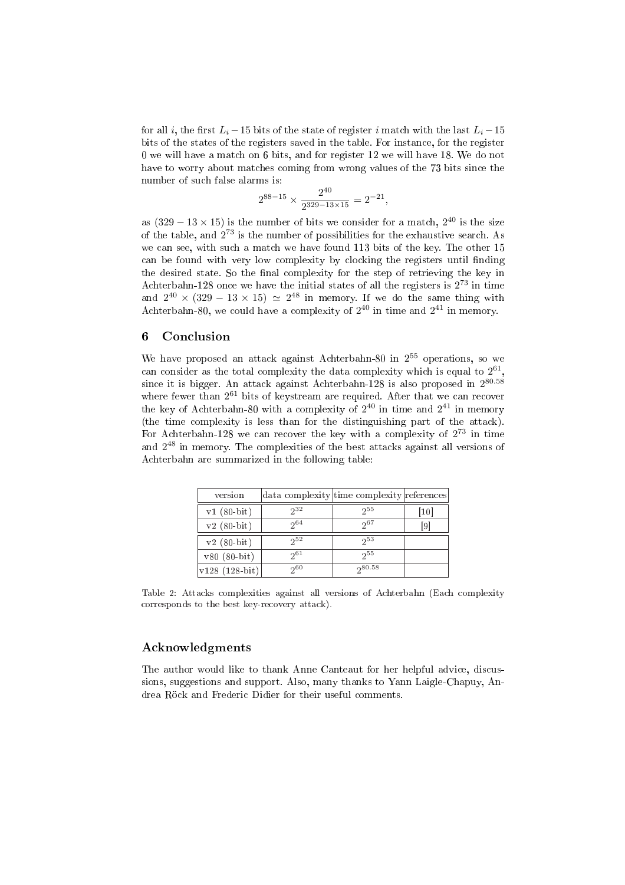for all $i$, the first $L_i - 15$ bits of the state of register $i$ match with the last $L_i - 15$ bits of the states of the registers saved in the table. For instance, for the register 0 we will have a match on 6 bits, and for register 12 we will have 18. We do not have to worry about matches coming from wrong values of the 73 bits since the number of such false alarms is:

$$2^{88-15} \times \frac{2^{40}}{2^{329-13\times 15}} = 2^{-21},$$

as $(329 - 13 \times 15)$ is the number of bits we consider for a match, $2^{40}$ is the size of the table, and $2^{73}$ is the number of possibilities for the exhaustive search. As we can see, with such a match we have found 113 bits of the key. The other 15 can be found with very low complexity by clocking the registers until finding the desired state. So the final complexity for the step of retrieving the key in Achterbahn-128 once we have the initial states of all the registers is $2^{73}$ in time and $2^{40} \times (329 - 13 \times 15) \simeq 2^{48}$ in memory. If we do the same thing with Achterbahn-80, we could have a complexity of $2^{40}$ in time and $2^{41}$ in memory.

## 6 Conclusion

We have proposed an attack against Achterbahn-80 in $2^{55}$ operations, so we can consider as the total complexity the data complexity which is equal to $2^{61}$, since it is bigger. An attack against Achterbahn-128 is also proposed in $2^{80.58}$ where fewer than $2^{61}$ bits of keystream are required. After that we can recover the key of Achterbahn-80 with a complexity of $2^{40}$ in time and $2^{41}$ in memory (the time complexity is less than for the distinguishing part of the attack). For Achterbahn-128 we can recover the key with a complexity of $2^{73}$ in time and $2^{48}$ in memory. The complexities of the best attacks against all versions of Achterbahn are summarized in the following table:

| version | data complexity | time complexity | references |
|---|---|---|---|
| v1 (80-bit) | $2^{32}$ | $2^{55}$ | [10] |
| v2 (80-bit) | $2^{64}$ | $2^{67}$ | [9] |
| v2 (80-bit) | $2^{52}$ | $2^{53}$ | |
| v80 (80-bit) | $2^{61}$ | $2^{55}$ | |
| v128 (128-bit) | $2^{60}$ | $2^{80.58}$ | |

Table 2: Attacks complexities against all versions of Achterbahn (Each complexity corresponds to the best key-recovery attack).

## Acknowledgments

The author would like to thank Anne Canteaut for her helpful advice, discussions, suggestions and support. Also, many thanks to Yann Laigle-Chapuy, Andrea Röck and Frederic Didier for their useful comments.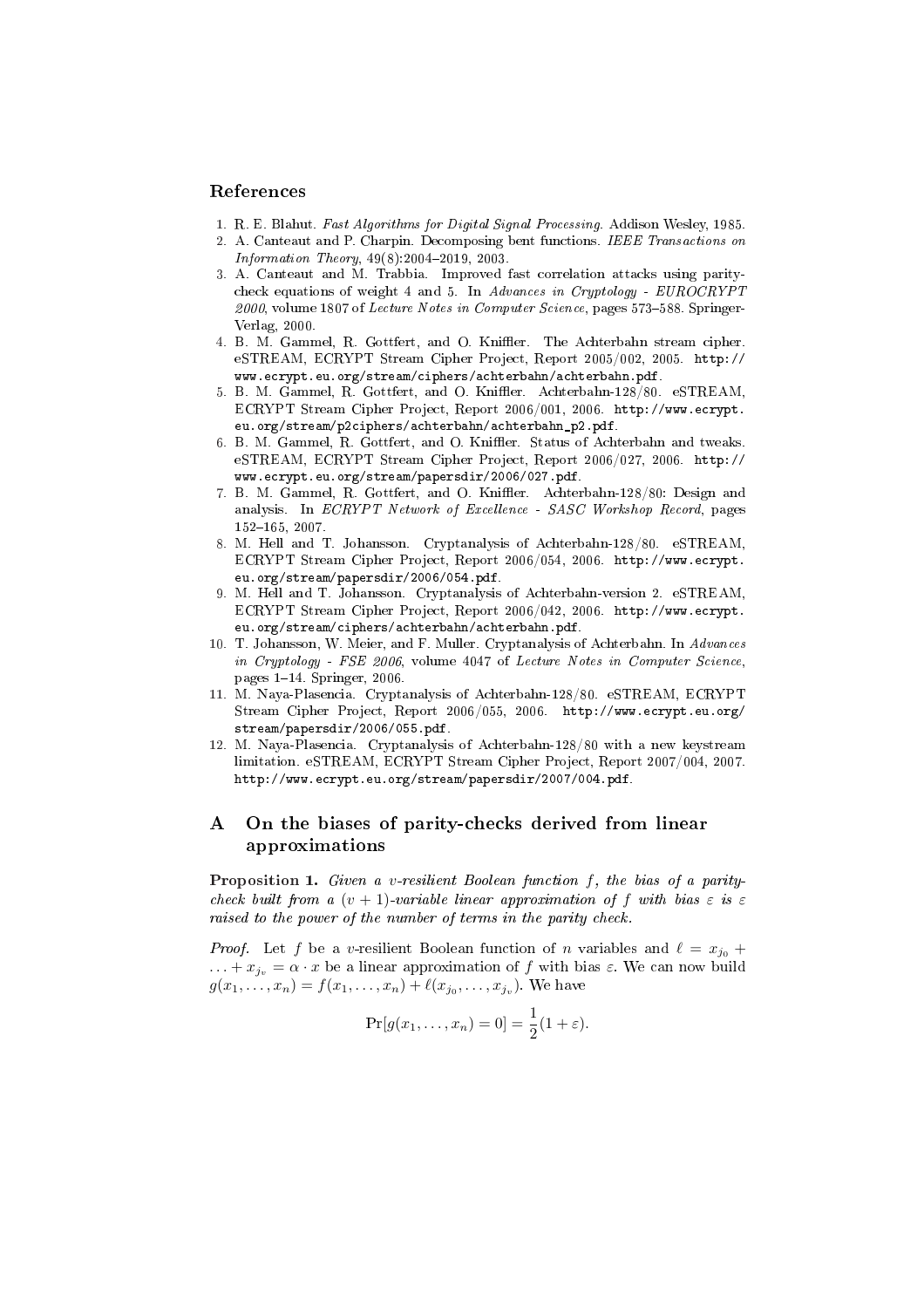## References

1. R. E. Blahut. *Fast Algorithms for Digital Signal Processing*. Addison Wesley, 1985.
2. A. Canteaut and P. Charpin. Decomposing bent functions. *IEEE Transactions on Information Theory*, 49(8):2004–2019, 2003.
3. A. Canteaut and M. Trabbia. Improved fast correlation attacks using parity-check equations of weight 4 and 5. In *Advances in Cryptology - EUROCRYPT 2000*, volume 1807 of *Lecture Notes in Computer Science*, pages 573–588. Springer-Verlag, 2000.
4. B. M. Gammel, R. Gottfert, and O. Kniffler. The Achterbahn stream cipher. eSTREAM, ECRYPT Stream Cipher Project, Report 2005/002, 2005. `http://www.ecrypt.eu.org/stream/ciphers/achterbahn/achterbahn.pdf`.
5. B. M. Gammel, R. Gottfert, and O. Kniffler. Achterbahn-128/80. eSTREAM, ECRYPT Stream Cipher Project, Report 2006/001, 2006. `http://www.ecrypt.eu.org/stream/p2ciphers/achterbahn/achterbahn_p2.pdf`.
6. B. M. Gammel, R. Gottfert, and O. Kniffler. Status of Achterbahn and tweaks. eSTREAM, ECRYPT Stream Cipher Project, Report 2006/027, 2006. `http://www.ecrypt.eu.org/stream/papersdir/2006/027.pdf`.
7. B. M. Gammel, R. Gottfert, and O. Kniffler. Achterbahn-128/80: Design and analysis. In *ECRYPT Network of Excellence - SASC Workshop Record*, pages 152–165, 2007.
8. M. Hell and T. Johansson. Cryptanalysis of Achterbahn-128/80. eSTREAM, ECRYPT Stream Cipher Project, Report 2006/054, 2006. `http://www.ecrypt.eu.org/stream/papersdir/2006/054.pdf`.
9. M. Hell and T. Johansson. Cryptanalysis of Achterbahn-version 2. eSTREAM, ECRYPT Stream Cipher Project, Report 2006/042, 2006. `http://www.ecrypt.eu.org/stream/ciphers/achterbahn/achterbahn.pdf`.
10. T. Johansson, W. Meier, and F. Muller. Cryptanalysis of Achterbahn. In *Advances in Cryptology - FSE 2006*, volume 4047 of *Lecture Notes in Computer Science*, pages 1–14. Springer, 2006.
11. M. Naya-Plasencia. Cryptanalysis of Achterbahn-128/80. eSTREAM, ECRYPT Stream Cipher Project, Report 2006/055, 2006. `http://www.ecrypt.eu.org/stream/papersdir/2006/055.pdf`.
12. M. Naya-Plasencia. Cryptanalysis of Achterbahn-128/80 with a new keystream limitation. eSTREAM, ECRYPT Stream Cipher Project, Report 2007/004, 2007. `http://www.ecrypt.eu.org/stream/papersdir/2007/004.pdf`.

## A On the biases of parity-checks derived from linear approximations

**Proposition 1.** *Given a $v$-resilient Boolean function $f$, the bias of a parity-check built from a $(v+1)$-variable linear approximation of $f$ with bias $\varepsilon$ is $\varepsilon$ raised to the power of the number of terms in the parity check.*

*Proof.* Let $f$ be a $v$-resilient Boolean function of $n$ variables and $\ell = x_{j_0} + \ldots + x_{j_v} = \alpha \cdot x$ be a linear approximation of $f$ with bias $\varepsilon$. We can now build $g(x_1, \ldots, x_n) = f(x_1, \ldots, x_n) + \ell(x_{j_0}, \ldots, x_{j_v})$. We have

$$\Pr[g(x_1, \ldots, x_n) = 0] = \frac{1}{2}(1 + \varepsilon).$$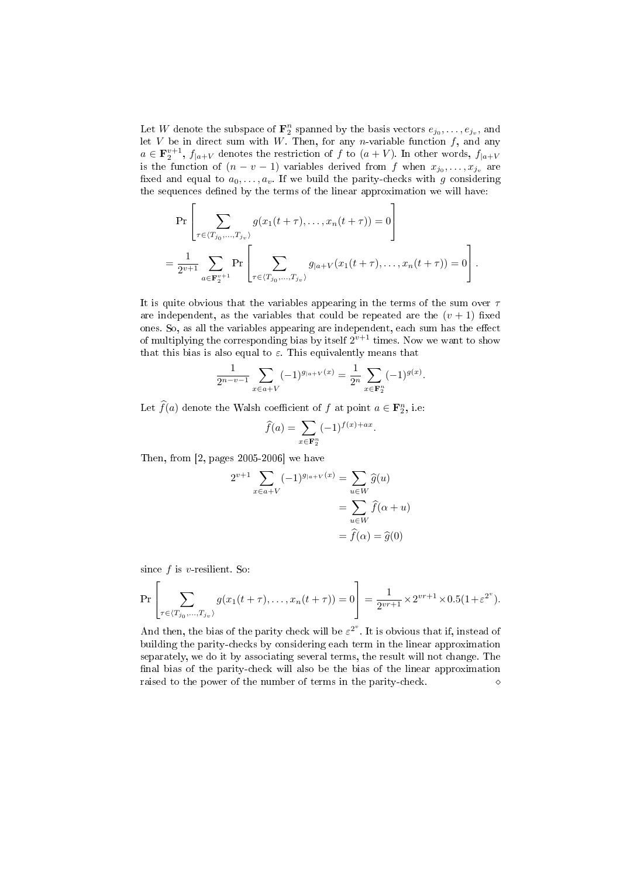Let $W$ denote the subspace of $\mathbf{F}_2^n$ spanned by the basis vectors $e_{j_0}, \ldots, e_{j_v}$, and let $V$ be in direct sum with $W$. Then, for any $n$-variable function $f$, and any $a \in \mathbf{F}_2^{v+1}$, $f_{|a+V}$ denotes the restriction of $f$ to $(a+V)$. In other words, $f_{|a+V}$ is the function of $(n-v-1)$ variables derived from $f$ when $x_{j_0}, \ldots, x_{j_v}$ are fixed and equal to $a_0, \ldots, a_v$. If we build the parity-checks with $g$ considering the sequences defined by the terms of the linear approximation we will have:

$$\Pr\left[\sum_{\tau \in \langle T_{j_0}, \ldots, T_{j_v}\rangle} g(x_1(t+\tau), \ldots, x_n(t+\tau)) = 0\right]$$

$$= \frac{1}{2^{v+1}} \sum_{a \in \mathbf{F}_2^{v+1}} \Pr\left[\sum_{\tau \in \langle T_{j_0}, \ldots, T_{j_v}\rangle} g_{|a+V}(x_1(t+\tau), \ldots, x_n(t+\tau)) = 0\right].$$

It is quite obvious that the variables appearing in the terms of the sum over $\tau$ are independent, as the variables that could be repeated are the $(v+1)$ fixed ones. So, as all the variables appearing are independent, each sum has the effect of multiplying the corresponding bias by itself $2^{v+1}$ times. Now we want to show that this bias is also equal to $\varepsilon$. This equivalently means that

$$\frac{1}{2^{n-v-1}} \sum_{x \in a+V} (-1)^{g_{|a+V}(x)} = \frac{1}{2^n} \sum_{x \in \mathbf{F}_2^n} (-1)^{g(x)}.$$

Let $\widehat{f}(a)$ denote the Walsh coefficient of $f$ at point $a \in \mathbf{F}_2^n$, i.e:

$$\widehat{f}(a) = \sum_{x \in \mathbf{F}_2^n} (-1)^{f(x)+ax}.$$

Then, from [2, pages 2005-2006] we have

$$\begin{aligned}
2^{v+1} \sum_{x \in a+V} (-1)^{g_{|a+V}(x)} &= \sum_{u \in W} \widehat{g}(u) \\
&= \sum_{u \in W} \widehat{f}(\alpha + u) \\
&= \widehat{f}(\alpha) = \widehat{g}(0)
\end{aligned}$$

since $f$ is $v$-resilient. So:

$$\Pr\left[\sum_{\tau \in \langle T_{j_0}, \ldots, T_{j_v}\rangle} g(x_1(t+\tau), \ldots, x_n(t+\tau)) = 0\right] = \frac{1}{2^{vr+1}} \times 2^{vr+1} \times 0.5(1+\varepsilon^{2^v}).$$

And then, the bias of the parity check will be $\varepsilon^{2^v}$. It is obvious that if, instead of building the parity-checks by considering each term in the linear approximation separately, we do it by associating several terms, the result will not change. The final bias of the parity-check will also be the bias of the linear approximation raised to the power of the number of terms in the parity-check. ⋄